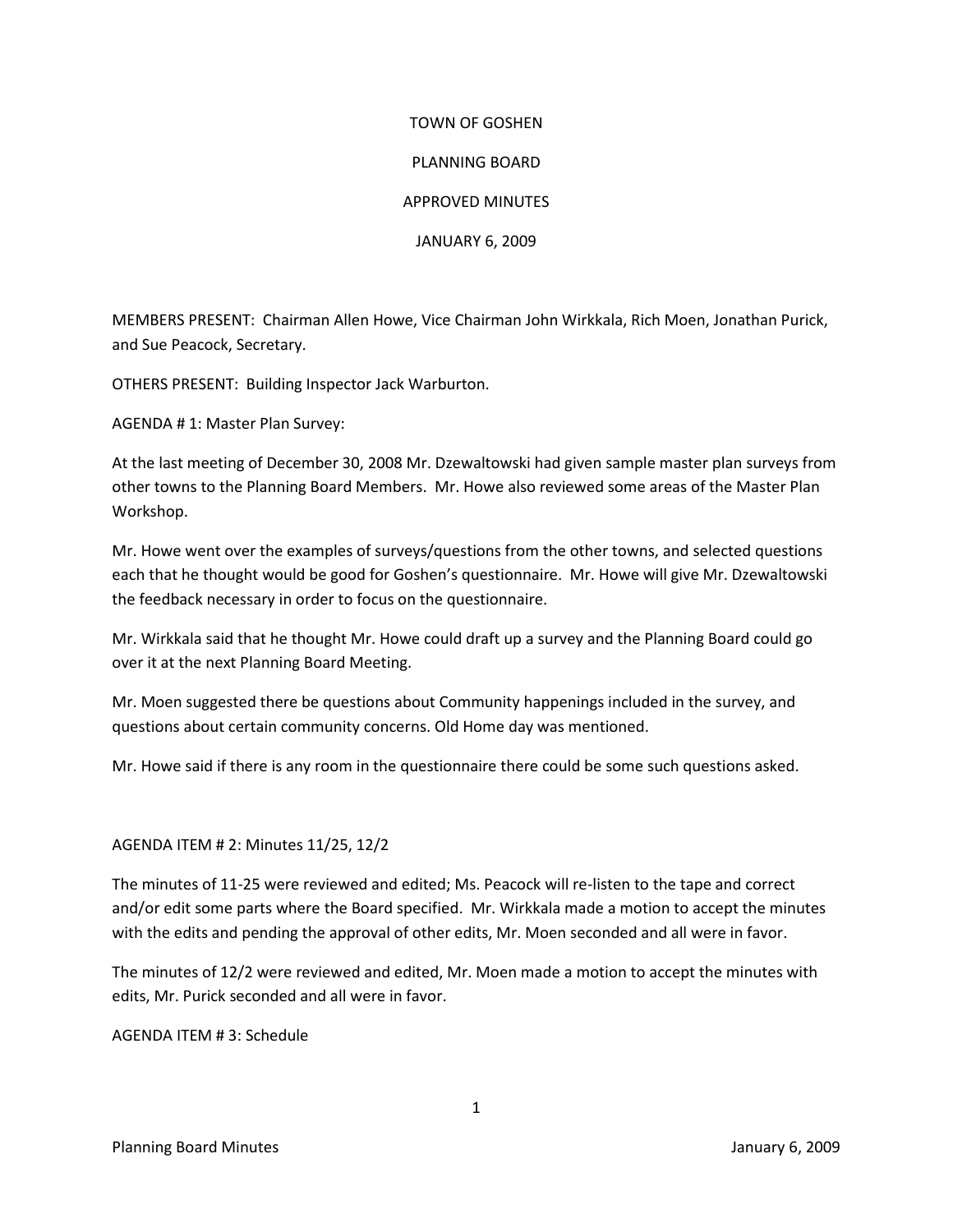TOWN OF GOSHEN

PLANNING BOARD

APPROVED MINUTES

JANUARY 6, 2009

MEMBERS PRESENT: Chairman Allen Howe, Vice Chairman John Wirkkala, Rich Moen, Jonathan Purick, and Sue Peacock, Secretary.

OTHERS PRESENT: Building Inspector Jack Warburton.

AGENDA # 1: Master Plan Survey:

At the last meeting of December 30, 2008 Mr. Dzewaltowski had given sample master plan surveys from other towns to the Planning Board Members. Mr. Howe also reviewed some areas of the Master Plan Workshop.

Mr. Howe went over the examples of surveys/questions from the other towns, and selected questions each that he thought would be good for Goshen's questionnaire. Mr. Howe will give Mr. Dzewaltowski the feedback necessary in order to focus on the questionnaire.

Mr. Wirkkala said that he thought Mr. Howe could draft up a survey and the Planning Board could go over it at the next Planning Board Meeting.

Mr. Moen suggested there be questions about Community happenings included in the survey, and questions about certain community concerns. Old Home day was mentioned.

Mr. Howe said if there is any room in the questionnaire there could be some such questions asked.

AGENDA ITEM # 2: Minutes 11/25, 12/2

The minutes of 11-25 were reviewed and edited; Ms. Peacock will re-listen to the tape and correct and/or edit some parts where the Board specified. Mr. Wirkkala made a motion to accept the minutes with the edits and pending the approval of other edits, Mr. Moen seconded and all were in favor.

The minutes of 12/2 were reviewed and edited, Mr. Moen made a motion to accept the minutes with edits, Mr. Purick seconded and all were in favor.

AGENDA ITEM # 3: Schedule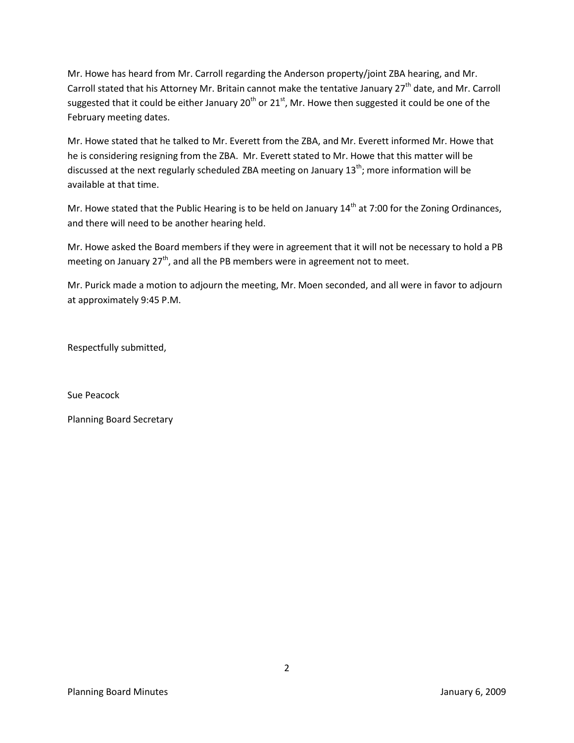Mr. Howe has heard from Mr. Carroll regarding the Anderson property/joint ZBA hearing, and Mr. Carroll stated that his Attorney Mr. Britain cannot make the tentative January 27th date, and Mr. Carroll suggested that it could be either January 20th or 21st, Mr. Howe then suggested it could be one of the February meeting dates.

Mr. Howe stated that he talked to Mr. Everett from the ZBA, and Mr. Everett informed Mr. Howe that he is considering resigning from the ZBA. Mr. Everett stated to Mr. Howe that this matter will be discussed at the next regularly scheduled ZBA meeting on January 13th; more information will be available at that time.

Mr. Howe stated that the Public Hearing is to be held on January 14th at 7:00 for the Zoning Ordinances, and there will need to be another hearing held.

Mr. Howe asked the Board members if they were in agreement that it will not be necessary to hold a PB meeting on January 27th, and all the PB members were in agreement not to meet.

Mr. Purick made a motion to adjourn the meeting, Mr. Moen seconded, and all were in favor to adjourn at approximately 9:45 P.M.

Respectfully submitted,

Sue Peacock

Planning Board Secretary